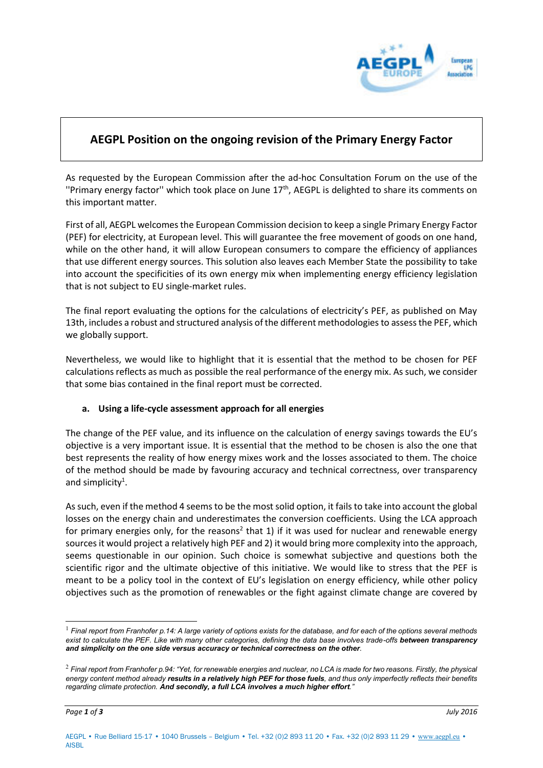# AEGPL Position on the ongoing revision of the Primary Energy Factor

As requested by the European Commission after the ad-hoc Consultation Forum on the use of the ''Primary energy factor'' which took place on June 17th, AEGPL is delighted to share its comments on this important matter.

First of all, AEGPL welcomes the European Commission decision to keep a single Primary Energy Factor (PEF) for electricity, at European level. This will guarantee the free movement of goods on one hand, while on the other hand, it will allow European consumers to compare the efficiency of appliances that use different energy sources. This solution also leaves each Member State the possibility to take into account the specificities of its own energy mix when implementing energy efficiency legislation that is not subject to EU single-market rules.

The final report evaluating the options for the calculations of electricity's PEF, as published on May 13th, includes a robust and structured analysis of the different methodologies to assess the PEF, which we globally support.

Nevertheless, we would like to highlight that it is essential that the method to be chosen for PEF calculations reflects as much as possible the real performance of the energy mix. As such, we consider that some bias contained in the final report must be corrected.

## a. Using a life-cycle assessment approach for all energies

The change of the PEF value, and its influence on the calculation of energy savings towards the EU's objective is a very important issue. It is essential that the method to be chosen is also the one that best represents the reality of how energy mixes work and the losses associated to them. The choice of the method should be made by favouring accuracy and technical correctness, over transparency and simplicity[1].

As such, even if the method 4 seems to be the most solid option, it fails to take into account the global losses on the energy chain and underestimates the conversion coefficients. Using the LCA approach for primary energies only, for the reasons[2] that 1) if it was used for nuclear and renewable energy sources it would project a relatively high PEF and 2) it would bring more complexity into the approach, seems questionable in our opinion. Such choice is somewhat subjective and questions both the scientific rigor and the ultimate objective of this initiative. We would like to stress that the PEF is meant to be a policy tool in the context of EU's legislation on energy efficiency, while other policy objectives such as the promotion of renewables or the fight against climate change are covered by

---

[1] *Final report from Franhofer p.14: A large variety of options exists for the database, and for each of the options several methods exist to calculate the PEF. Like with many other categories, defining the data base involves trade-offs* ***between transparency and simplicity on the one side versus accuracy or technical correctness on the other****.*

[2] *Final report from Franhofer p.94: "Yet, for renewable energies and nuclear, no LCA is made for two reasons. Firstly, the physical energy content method already* ***results in a relatively high PEF for those fuels****, and thus only imperfectly reflects their benefits regarding climate protection.* ***And secondly, a full LCA involves a much higher effort****."*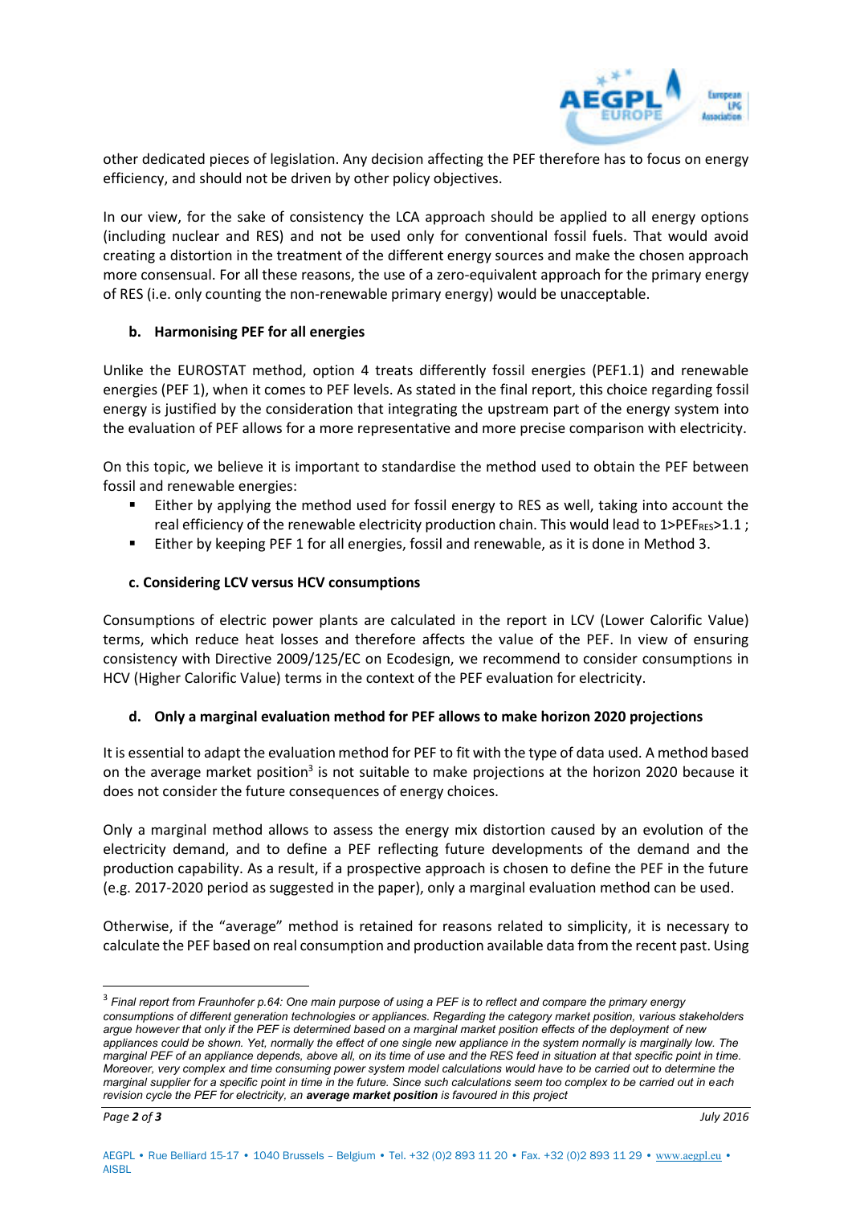other dedicated pieces of legislation. Any decision affecting the PEF therefore has to focus on energy efficiency, and should not be driven by other policy objectives.

In our view, for the sake of consistency the LCA approach should be applied to all energy options (including nuclear and RES) and not be used only for conventional fossil fuels. That would avoid creating a distortion in the treatment of the different energy sources and make the chosen approach more consensual. For all these reasons, the use of a zero-equivalent approach for the primary energy of RES (i.e. only counting the non-renewable primary energy) would be unacceptable.

### b. Harmonising PEF for all energies

Unlike the EUROSTAT method, option 4 treats differently fossil energies (PEF1.1) and renewable energies (PEF 1), when it comes to PEF levels. As stated in the final report, this choice regarding fossil energy is justified by the consideration that integrating the upstream part of the energy system into the evaluation of PEF allows for a more representative and more precise comparison with electricity.

On this topic, we believe it is important to standardise the method used to obtain the PEF between fossil and renewable energies:

- Either by applying the method used for fossil energy to RES as well, taking into account the real efficiency of the renewable electricity production chain. This would lead to $1 > PEF_{RES} > 1.1$ ;
- Either by keeping PEF 1 for all energies, fossil and renewable, as it is done in Method 3.

### c. Considering LCV versus HCV consumptions

Consumptions of electric power plants are calculated in the report in LCV (Lower Calorific Value) terms, which reduce heat losses and therefore affects the value of the PEF. In view of ensuring consistency with Directive 2009/125/EC on Ecodesign, we recommend to consider consumptions in HCV (Higher Calorific Value) terms in the context of the PEF evaluation for electricity.

### d. Only a marginal evaluation method for PEF allows to make horizon 2020 projections

It is essential to adapt the evaluation method for PEF to fit with the type of data used. A method based on the average market position[3] is not suitable to make projections at the horizon 2020 because it does not consider the future consequences of energy choices.

Only a marginal method allows to assess the energy mix distortion caused by an evolution of the electricity demand, and to define a PEF reflecting future developments of the demand and the production capability. As a result, if a prospective approach is chosen to define the PEF in the future (e.g. 2017-2020 period as suggested in the paper), only a marginal evaluation method can be used.

Otherwise, if the "average" method is retained for reasons related to simplicity, it is necessary to calculate the PEF based on real consumption and production available data from the recent past. Using

---

[3] *Final report from Fraunhofer p.64: One main purpose of using a PEF is to reflect and compare the primary energy consumptions of different generation technologies or appliances. Regarding the category market position, various stakeholders argue however that only if the PEF is determined based on a marginal market position effects of the deployment of new appliances could be shown. Yet, normally the effect of one single new appliance in the system normally is marginally low. The marginal PEF of an appliance depends, above all, on its time of use and the RES feed in situation at that specific point in time. Moreover, very complex and time consuming power system model calculations would have to be carried out to determine the marginal supplier for a specific point in time in the future. Since such calculations seem too complex to be carried out in each revision cycle the PEF for electricity, an* ***average market position*** *is favoured in this project*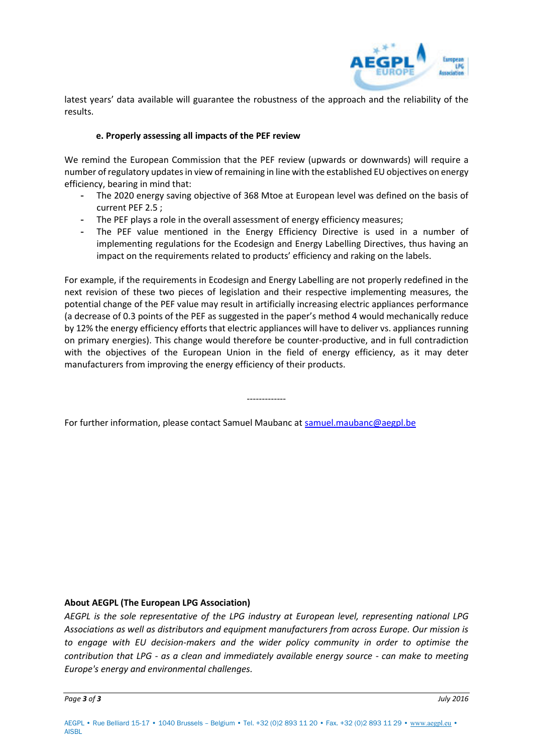latest years' data available will guarantee the robustness of the approach and the reliability of the results.

**e. Properly assessing all impacts of the PEF review**

We remind the European Commission that the PEF review (upwards or downwards) will require a number of regulatory updates in view of remaining in line with the established EU objectives on energy efficiency, bearing in mind that:

- The 2020 energy saving objective of 368 Mtoe at European level was defined on the basis of current PEF 2.5 ;
- The PEF plays a role in the overall assessment of energy efficiency measures;
- The PEF value mentioned in the Energy Efficiency Directive is used in a number of implementing regulations for the Ecodesign and Energy Labelling Directives, thus having an impact on the requirements related to products' efficiency and raking on the labels.

For example, if the requirements in Ecodesign and Energy Labelling are not properly redefined in the next revision of these two pieces of legislation and their respective implementing measures, the potential change of the PEF value may result in artificially increasing electric appliances performance (a decrease of 0.3 points of the PEF as suggested in the paper's method 4 would mechanically reduce by 12% the energy efficiency efforts that electric appliances will have to deliver vs. appliances running on primary energies). This change would therefore be counter-productive, and in full contradiction with the objectives of the European Union in the field of energy efficiency, as it may deter manufacturers from improving the energy efficiency of their products.

-------------

For further information, please contact Samuel Maubanc at samuel.maubanc@aegpl.be

**About AEGPL (The European LPG Association)**

*AEGPL is the sole representative of the LPG industry at European level, representing national LPG Associations as well as distributors and equipment manufacturers from across Europe. Our mission is to engage with EU decision-makers and the wider policy community in order to optimise the contribution that LPG - as a clean and immediately available energy source - can make to meeting Europe's energy and environmental challenges.*